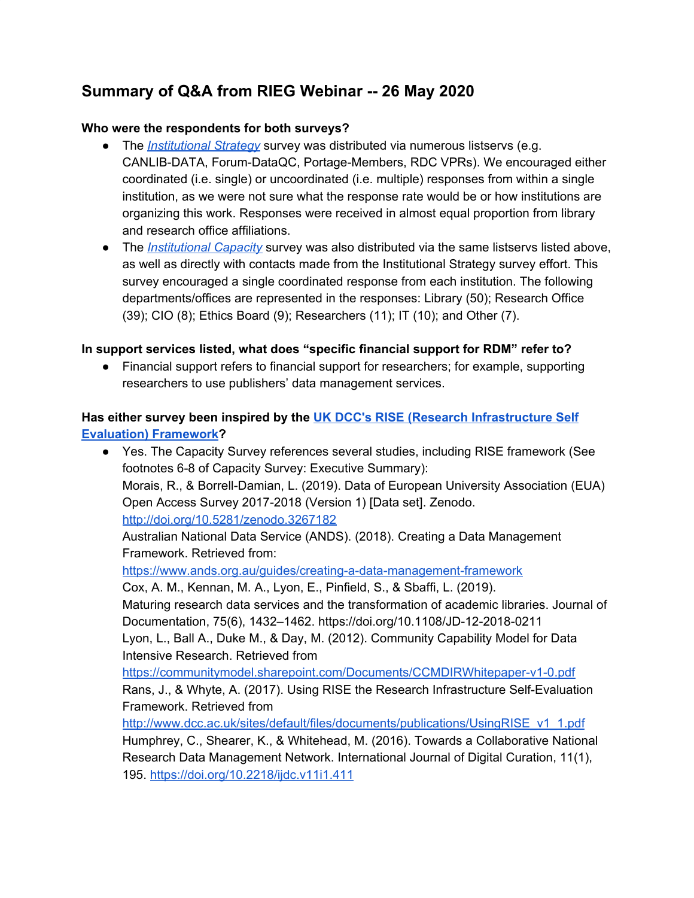# Summary of Q&A from RIEG Webinar -- 26 May 2020

**Who were the respondents for both surveys?**

- The [*Institutional Strategy*]() survey was distributed via numerous listservs (e.g. CANLIB-DATA, Forum-DataQC, Portage-Members, RDC VPRs). We encouraged either coordinated (i.e. single) or uncoordinated (i.e. multiple) responses from within a single institution, as we were not sure what the response rate would be or how institutions are organizing this work. Responses were received in almost equal proportion from library and research office affiliations.
- The [*Institutional Capacity*]() survey was also distributed via the same listservs listed above, as well as directly with contacts made from the Institutional Strategy survey effort. This survey encouraged a single coordinated response from each institution. The following departments/offices are represented in the responses: Library (50); Research Office (39); CIO (8); Ethics Board (9); Researchers (11); IT (10); and Other (7).

**In support services listed, what does "specific financial support for RDM" refer to?**

- Financial support refers to financial support for researchers; for example, supporting researchers to use publishers' data management services.

**Has either survey been inspired by the [UK DCC's RISE (Research Infrastructure Self Evaluation) Framework]()?**

- Yes. The Capacity Survey references several studies, including RISE framework (See footnotes 6-8 of Capacity Survey: Executive Summary):
  Morais, R., & Borrell-Damian, L. (2019). Data of European University Association (EUA) Open Access Survey 2017-2018 (Version 1) [Data set]. Zenodo. http://doi.org/10.5281/zenodo.3267182
  Australian National Data Service (ANDS). (2018). Creating a Data Management Framework. Retrieved from: https://www.ands.org.au/guides/creating-a-data-management-framework
  Cox, A. M., Kennan, M. A., Lyon, E., Pinfield, S., & Sbaffi, L. (2019). Maturing research data services and the transformation of academic libraries. Journal of Documentation, 75(6), 1432–1462. https://doi.org/10.1108/JD-12-2018-0211
  Lyon, L., Ball A., Duke M., & Day, M. (2012). Community Capability Model for Data Intensive Research. Retrieved from https://communitymodel.sharepoint.com/Documents/CCMDIRWhitepaper-v1-0.pdf
  Rans, J., & Whyte, A. (2017). Using RISE the Research Infrastructure Self-Evaluation Framework. Retrieved from http://www.dcc.ac.uk/sites/default/files/documents/publications/UsingRISE_v1_1.pdf
  Humphrey, C., Shearer, K., & Whitehead, M. (2016). Towards a Collaborative National Research Data Management Network. International Journal of Digital Curation, 11(1), 195. https://doi.org/10.2218/ijdc.v11i1.411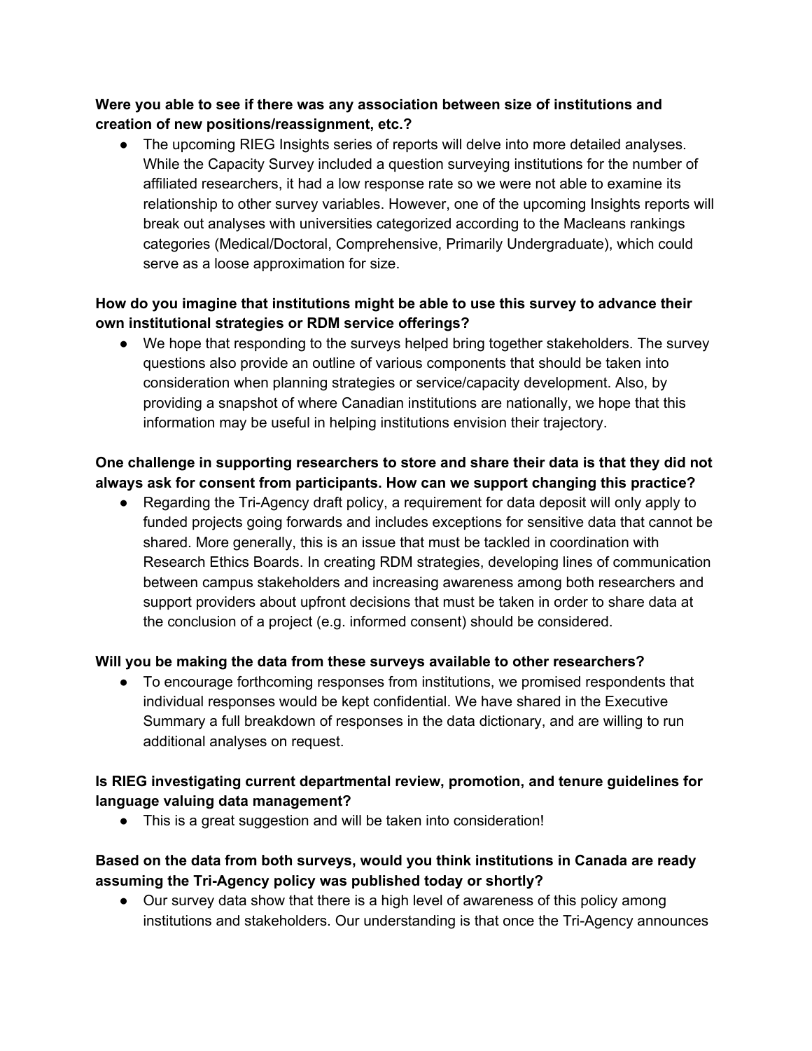**Were you able to see if there was any association between size of institutions and creation of new positions/reassignment, etc.?**

- The upcoming RIEG Insights series of reports will delve into more detailed analyses. While the Capacity Survey included a question surveying institutions for the number of affiliated researchers, it had a low response rate so we were not able to examine its relationship to other survey variables. However, one of the upcoming Insights reports will break out analyses with universities categorized according to the Macleans rankings categories (Medical/Doctoral, Comprehensive, Primarily Undergraduate), which could serve as a loose approximation for size.

**How do you imagine that institutions might be able to use this survey to advance their own institutional strategies or RDM service offerings?**

- We hope that responding to the surveys helped bring together stakeholders. The survey questions also provide an outline of various components that should be taken into consideration when planning strategies or service/capacity development. Also, by providing a snapshot of where Canadian institutions are nationally, we hope that this information may be useful in helping institutions envision their trajectory.

**One challenge in supporting researchers to store and share their data is that they did not always ask for consent from participants. How can we support changing this practice?**

- Regarding the Tri-Agency draft policy, a requirement for data deposit will only apply to funded projects going forwards and includes exceptions for sensitive data that cannot be shared. More generally, this is an issue that must be tackled in coordination with Research Ethics Boards. In creating RDM strategies, developing lines of communication between campus stakeholders and increasing awareness among both researchers and support providers about upfront decisions that must be taken in order to share data at the conclusion of a project (e.g. informed consent) should be considered.

**Will you be making the data from these surveys available to other researchers?**

- To encourage forthcoming responses from institutions, we promised respondents that individual responses would be kept confidential. We have shared in the Executive Summary a full breakdown of responses in the data dictionary, and are willing to run additional analyses on request.

**Is RIEG investigating current departmental review, promotion, and tenure guidelines for language valuing data management?**

- This is a great suggestion and will be taken into consideration!

**Based on the data from both surveys, would you think institutions in Canada are ready assuming the Tri-Agency policy was published today or shortly?**

- Our survey data show that there is a high level of awareness of this policy among institutions and stakeholders. Our understanding is that once the Tri-Agency announces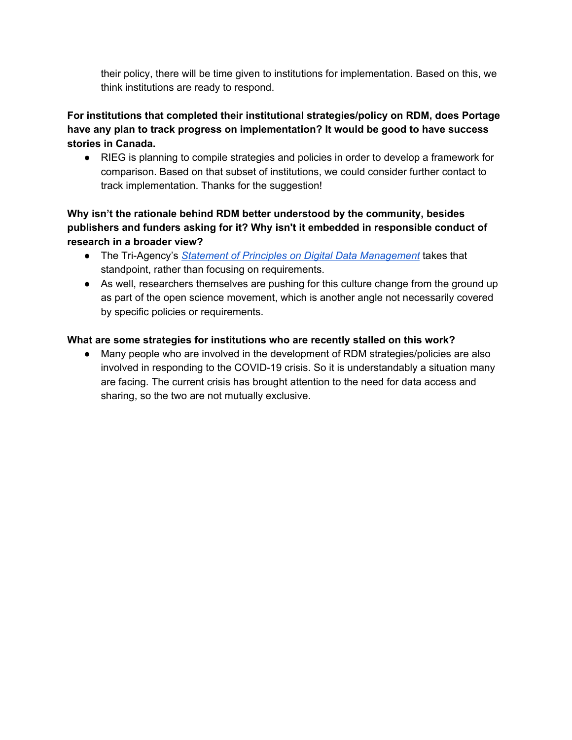their policy, there will be time given to institutions for implementation. Based on this, we think institutions are ready to respond.

**For institutions that completed their institutional strategies/policy on RDM, does Portage have any plan to track progress on implementation? It would be good to have success stories in Canada.**

- RIEG is planning to compile strategies and policies in order to develop a framework for comparison. Based on that subset of institutions, we could consider further contact to track implementation. Thanks for the suggestion!

**Why isn't the rationale behind RDM better understood by the community, besides publishers and funders asking for it? Why isn't it embedded in responsible conduct of research in a broader view?**

- The Tri-Agency's *Statement of Principles on Digital Data Management* takes that standpoint, rather than focusing on requirements.
- As well, researchers themselves are pushing for this culture change from the ground up as part of the open science movement, which is another angle not necessarily covered by specific policies or requirements.

**What are some strategies for institutions who are recently stalled on this work?**

- Many people who are involved in the development of RDM strategies/policies are also involved in responding to the COVID-19 crisis. So it is understandably a situation many are facing. The current crisis has brought attention to the need for data access and sharing, so the two are not mutually exclusive.